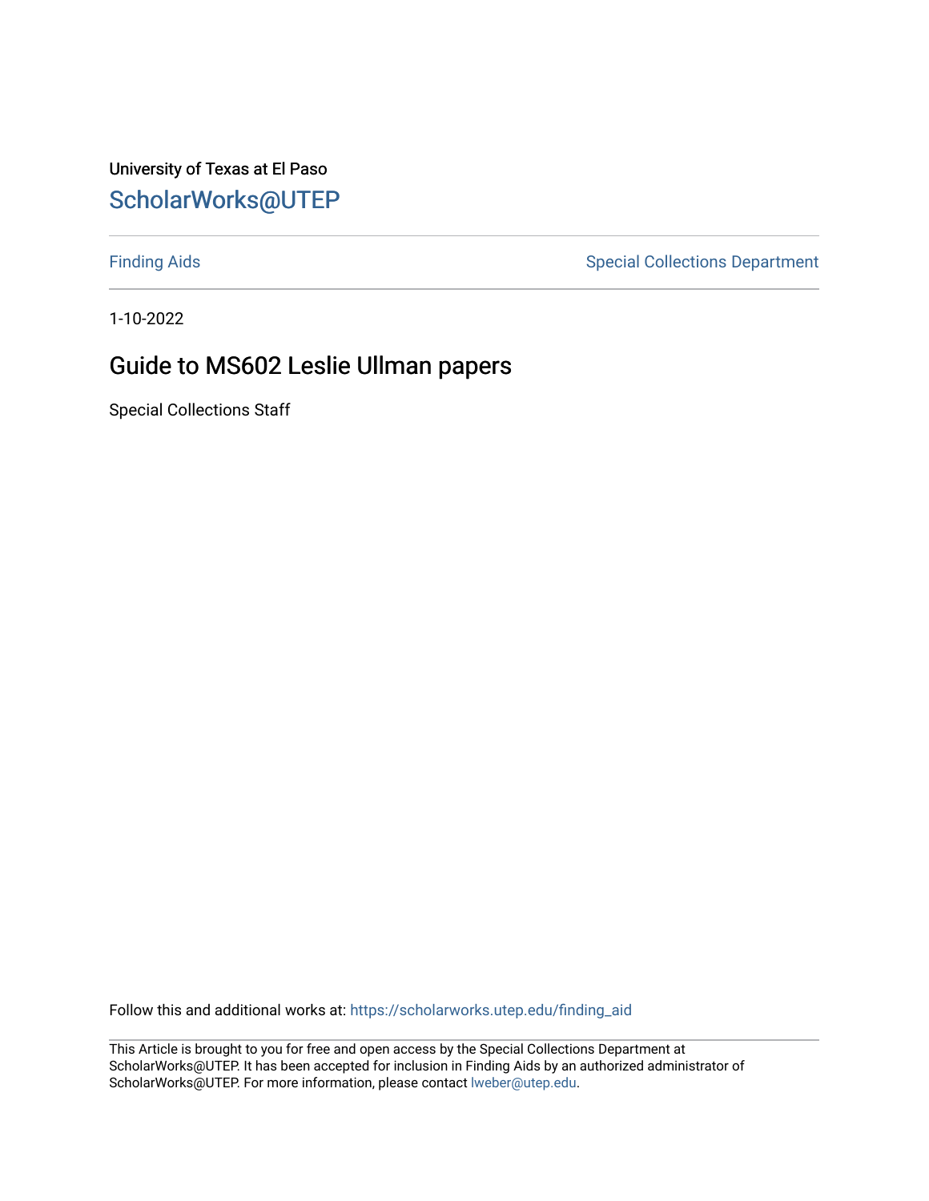University of Texas at El Paso

ScholarWorks@UTEP

Finding Aids

Special Collections Department

1-10-2022

# Guide to MS602 Leslie Ullman papers

Special Collections Staff

Follow this and additional works at: https://scholarworks.utep.edu/finding_aid

This Article is brought to you for free and open access by the Special Collections Department at ScholarWorks@UTEP. It has been accepted for inclusion in Finding Aids by an authorized administrator of ScholarWorks@UTEP. For more information, please contact lweber@utep.edu.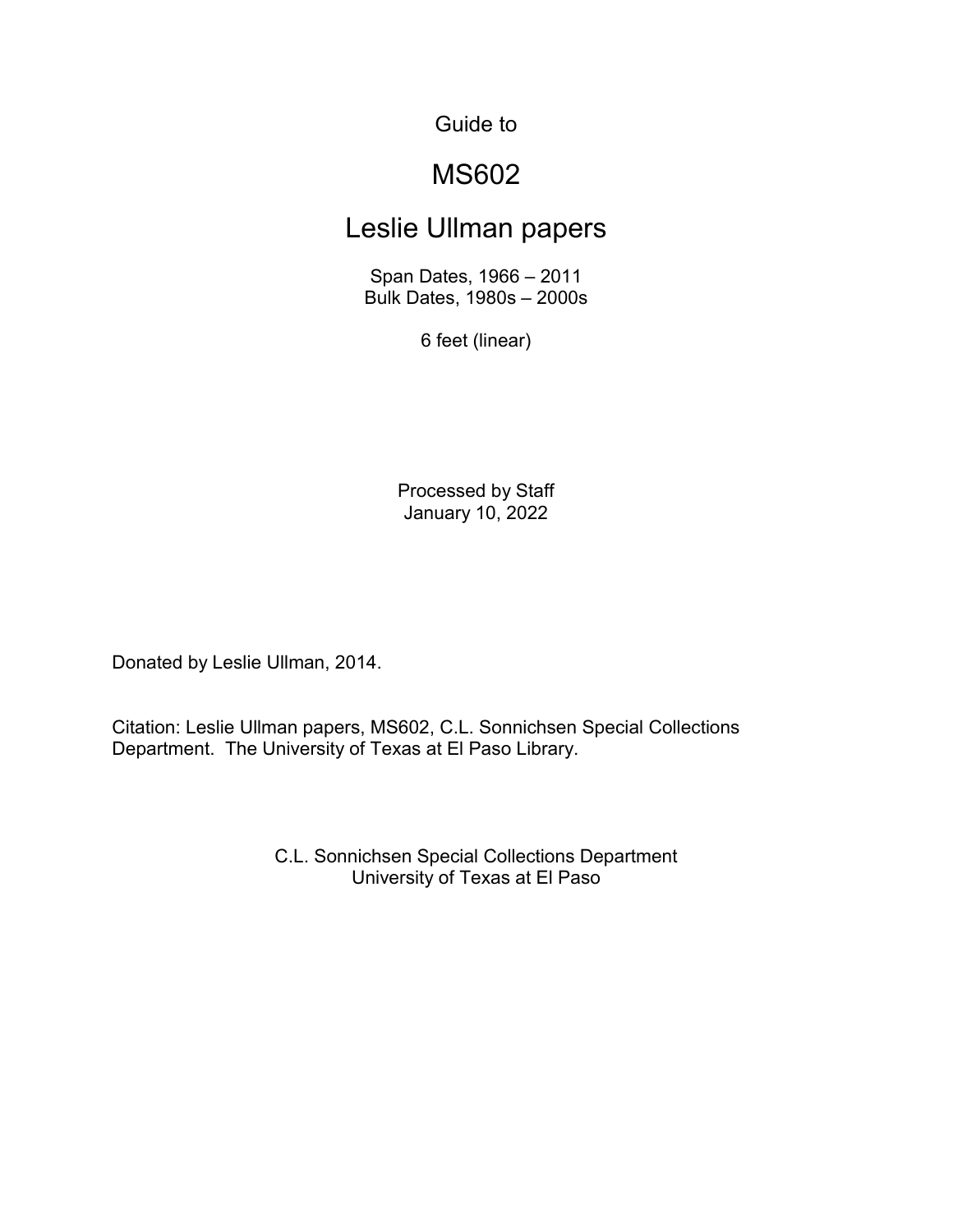Guide to

# MS602

# Leslie Ullman papers

Span Dates, 1966 – 2011
Bulk Dates, 1980s – 2000s

6 feet (linear)

Processed by Staff
January 10, 2022

Donated by Leslie Ullman, 2014.

Citation: Leslie Ullman papers, MS602, C.L. Sonnichsen Special Collections Department. The University of Texas at El Paso Library.

C.L. Sonnichsen Special Collections Department
University of Texas at El Paso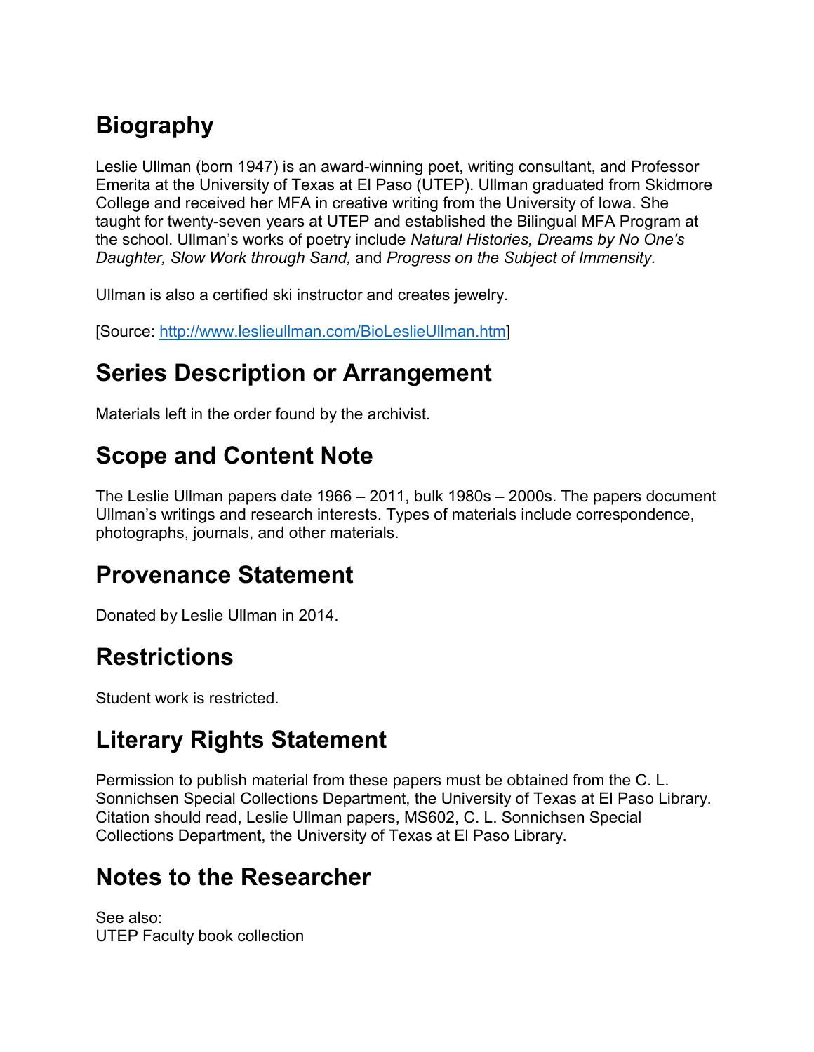## Biography

Leslie Ullman (born 1947) is an award-winning poet, writing consultant, and Professor Emerita at the University of Texas at El Paso (UTEP). Ullman graduated from Skidmore College and received her MFA in creative writing from the University of Iowa. She taught for twenty-seven years at UTEP and established the Bilingual MFA Program at the school. Ullman's works of poetry include *Natural Histories, Dreams by No One's Daughter, Slow Work through Sand,* and *Progress on the Subject of Immensity.*

Ullman is also a certified ski instructor and creates jewelry.

[Source: http://www.leslieullman.com/BioLeslieUllman.htm]

## Series Description or Arrangement

Materials left in the order found by the archivist.

## Scope and Content Note

The Leslie Ullman papers date 1966 – 2011, bulk 1980s – 2000s. The papers document Ullman's writings and research interests. Types of materials include correspondence, photographs, journals, and other materials.

## Provenance Statement

Donated by Leslie Ullman in 2014.

## Restrictions

Student work is restricted.

## Literary Rights Statement

Permission to publish material from these papers must be obtained from the C. L. Sonnichsen Special Collections Department, the University of Texas at El Paso Library. Citation should read, Leslie Ullman papers, MS602, C. L. Sonnichsen Special Collections Department, the University of Texas at El Paso Library.

## Notes to the Researcher

See also:  
UTEP Faculty book collection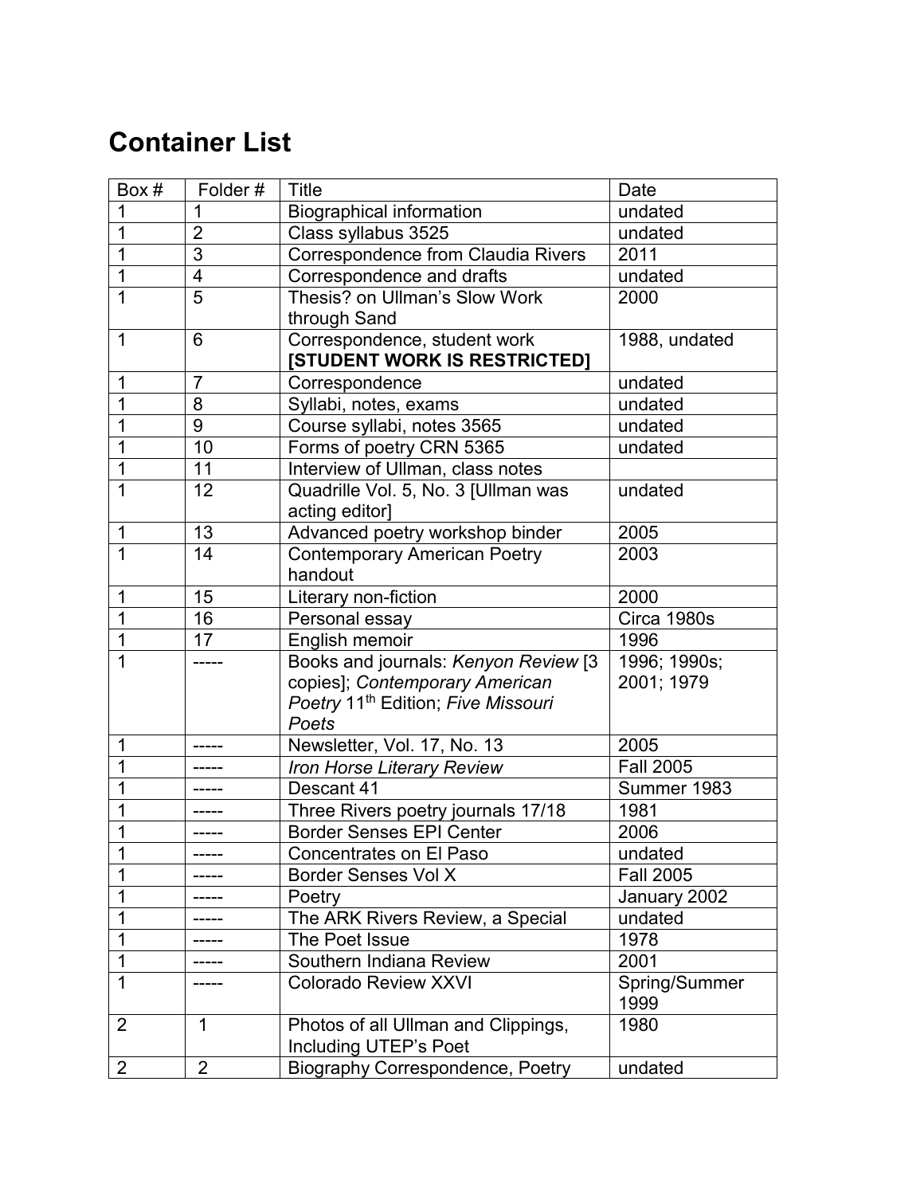# Container List

| Box # | Folder # | Title | Date |
|---|---|---|---|
| 1 | 1 | Biographical information | undated |
| 1 | 2 | Class syllabus 3525 | undated |
| 1 | 3 | Correspondence from Claudia Rivers | 2011 |
| 1 | 4 | Correspondence and drafts | undated |
| 1 | 5 | Thesis? on Ullman's Slow Work through Sand | 2000 |
| 1 | 6 | Correspondence, student work **[STUDENT WORK IS RESTRICTED]** | 1988, undated |
| 1 | 7 | Correspondence | undated |
| 1 | 8 | Syllabi, notes, exams | undated |
| 1 | 9 | Course syllabi, notes 3565 | undated |
| 1 | 10 | Forms of poetry CRN 5365 | undated |
| 1 | 11 | Interview of Ullman, class notes | |
| 1 | 12 | Quadrille Vol. 5, No. 3 [Ullman was acting editor] | undated |
| 1 | 13 | Advanced poetry workshop binder | 2005 |
| 1 | 14 | Contemporary American Poetry handout | 2003 |
| 1 | 15 | Literary non-fiction | 2000 |
| 1 | 16 | Personal essay | Circa 1980s |
| 1 | 17 | English memoir | 1996 |
| 1 | ----- | Books and journals: *Kenyon Review* [3 copies]; *Contemporary American Poetry* 11th Edition; *Five Missouri Poets* | 1996; 1990s; 2001; 1979 |
| 1 | ----- | Newsletter, Vol. 17, No. 13 | 2005 |
| 1 | ----- | *Iron Horse Literary Review* | Fall 2005 |
| 1 | ----- | Descant 41 | Summer 1983 |
| 1 | ----- | Three Rivers poetry journals 17/18 | 1981 |
| 1 | ----- | Border Senses EPI Center | 2006 |
| 1 | ----- | Concentrates on El Paso | undated |
| 1 | ----- | Border Senses Vol X | Fall 2005 |
| 1 | ----- | Poetry | January 2002 |
| 1 | ----- | The ARK Rivers Review, a Special | undated |
| 1 | ----- | The Poet Issue | 1978 |
| 1 | ----- | Southern Indiana Review | 2001 |
| 1 | ----- | Colorado Review XXVI | Spring/Summer 1999 |
| 2 | 1 | Photos of all Ullman and Clippings, Including UTEP's Poet | 1980 |
| 2 | 2 | Biography Correspondence, Poetry | undated |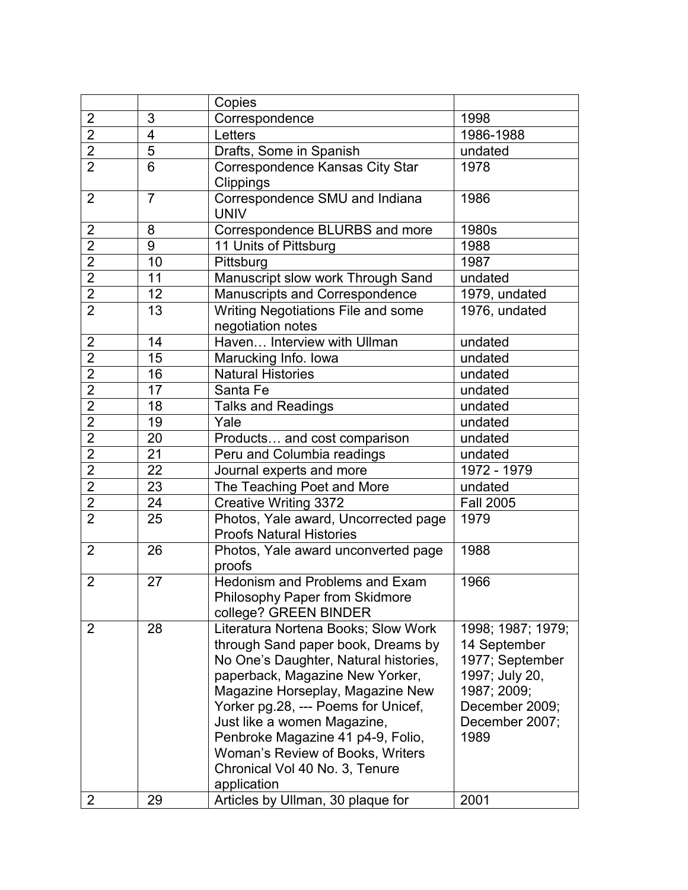| | | Copies | |
|---|---|---|---|
| 2 | 3 | Correspondence | 1998 |
| 2 | 4 | Letters | 1986-1988 |
| 2 | 5 | Drafts, Some in Spanish | undated |
| 2 | 6 | Correspondence Kansas City Star Clippings | 1978 |
| 2 | 7 | Correspondence SMU and Indiana UNIV | 1986 |
| 2 | 8 | Correspondence BLURBS and more | 1980s |
| 2 | 9 | 11 Units of Pittsburg | 1988 |
| 2 | 10 | Pittsburg | 1987 |
| 2 | 11 | Manuscript slow work Through Sand | undated |
| 2 | 12 | Manuscripts and Correspondence | 1979, undated |
| 2 | 13 | Writing Negotiations File and some negotiation notes | 1976, undated |
| 2 | 14 | Haven… Interview with Ullman | undated |
| 2 | 15 | Marucking Info. Iowa | undated |
| 2 | 16 | Natural Histories | undated |
| 2 | 17 | Santa Fe | undated |
| 2 | 18 | Talks and Readings | undated |
| 2 | 19 | Yale | undated |
| 2 | 20 | Products… and cost comparison | undated |
| 2 | 21 | Peru and Columbia readings | undated |
| 2 | 22 | Journal experts and more | 1972 - 1979 |
| 2 | 23 | The Teaching Poet and More | undated |
| 2 | 24 | Creative Writing 3372 | Fall 2005 |
| 2 | 25 | Photos, Yale award, Uncorrected page Proofs Natural Histories | 1979 |
| 2 | 26 | Photos, Yale award unconverted page proofs | 1988 |
| 2 | 27 | Hedonism and Problems and Exam Philosophy Paper from Skidmore college? GREEN BINDER | 1966 |
| 2 | 28 | Literatura Nortena Books; Slow Work through Sand paper book, Dreams by No One's Daughter, Natural histories, paperback, Magazine New Yorker, Magazine Horseplay, Magazine New Yorker pg.28, --- Poems for Unicef, Just like a women Magazine, Penbroke Magazine 41 p4-9, Folio, Woman's Review of Books, Writers Chronical Vol 40 No. 3, Tenure application | 1998; 1987; 1979; 14 September 1977; September 1997; July 20, 1987; 2009; December 2009; December 2007; 1989 |
| 2 | 29 | Articles by Ullman, 30 plaque for | 2001 |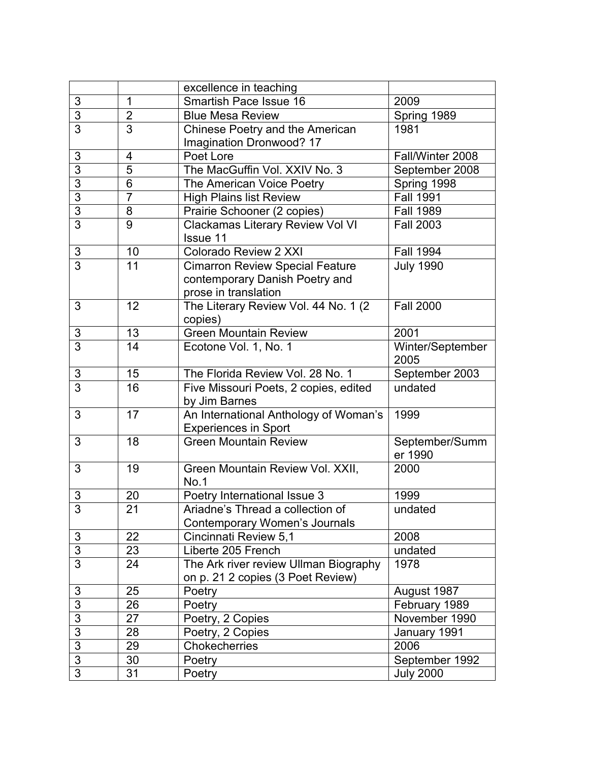| | | excellence in teaching | |
|---|---|---|---|
| 3 | 1 | Smartish Pace Issue 16 | 2009 |
| 3 | 2 | Blue Mesa Review | Spring 1989 |
| 3 | 3 | Chinese Poetry and the American Imagination Dronwood? 17 | 1981 |
| 3 | 4 | Poet Lore | Fall/Winter 2008 |
| 3 | 5 | The MacGuffin Vol. XXIV No. 3 | September 2008 |
| 3 | 6 | The American Voice Poetry | Spring 1998 |
| 3 | 7 | High Plains list Review | Fall 1991 |
| 3 | 8 | Prairie Schooner (2 copies) | Fall 1989 |
| 3 | 9 | Clackamas Literary Review Vol VI Issue 11 | Fall 2003 |
| 3 | 10 | Colorado Review 2 XXI | Fall 1994 |
| 3 | 11 | Cimarron Review Special Feature contemporary Danish Poetry and prose in translation | July 1990 |
| 3 | 12 | The Literary Review Vol. 44 No. 1 (2 copies) | Fall 2000 |
| 3 | 13 | Green Mountain Review | 2001 |
| 3 | 14 | Ecotone Vol. 1, No. 1 | Winter/September 2005 |
| 3 | 15 | The Florida Review Vol. 28 No. 1 | September 2003 |
| 3 | 16 | Five Missouri Poets, 2 copies, edited by Jim Barnes | undated |
| 3 | 17 | An International Anthology of Woman's Experiences in Sport | 1999 |
| 3 | 18 | Green Mountain Review | September/Summer 1990 |
| 3 | 19 | Green Mountain Review Vol. XXII, No.1 | 2000 |
| 3 | 20 | Poetry International Issue 3 | 1999 |
| 3 | 21 | Ariadne's Thread a collection of Contemporary Women's Journals | undated |
| 3 | 22 | Cincinnati Review 5,1 | 2008 |
| 3 | 23 | Liberte 205 French | undated |
| 3 | 24 | The Ark river review Ullman Biography on p. 21 2 copies (3 Poet Review) | 1978 |
| 3 | 25 | Poetry | August 1987 |
| 3 | 26 | Poetry | February 1989 |
| 3 | 27 | Poetry, 2 Copies | November 1990 |
| 3 | 28 | Poetry, 2 Copies | January 1991 |
| 3 | 29 | Chokecherries | 2006 |
| 3 | 30 | Poetry | September 1992 |
| 3 | 31 | Poetry | July 2000 |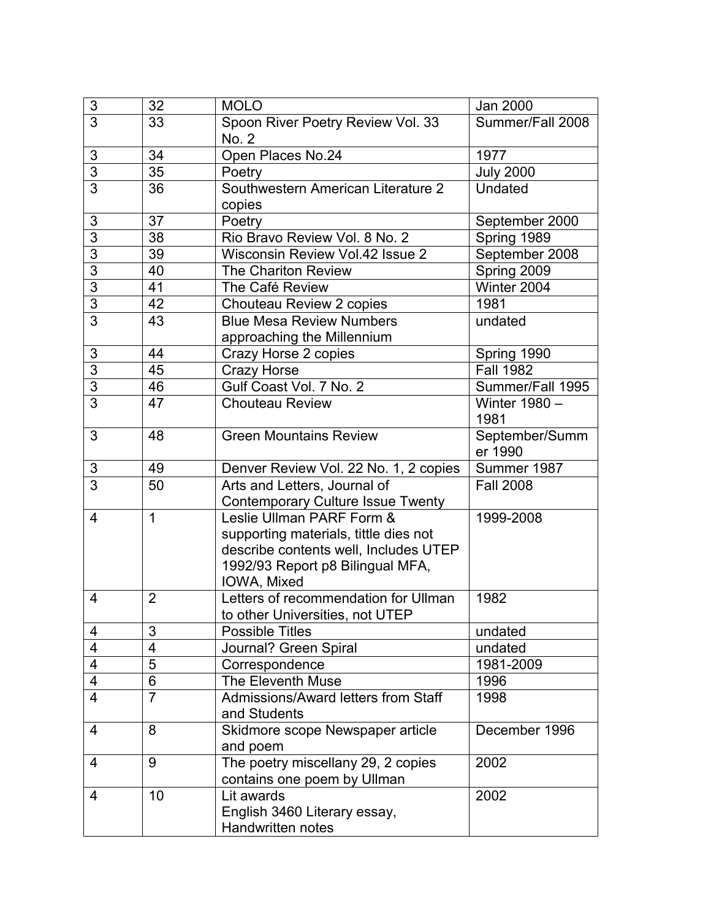| | | | |
|---|---|---|---|
| 3 | 32 | MOLO | Jan 2000 |
| 3 | 33 | Spoon River Poetry Review Vol. 33 No. 2 | Summer/Fall 2008 |
| 3 | 34 | Open Places No.24 | 1977 |
| 3 | 35 | Poetry | July 2000 |
| 3 | 36 | Southwestern American Literature 2 copies | Undated |
| 3 | 37 | Poetry | September 2000 |
| 3 | 38 | Rio Bravo Review Vol. 8 No. 2 | Spring 1989 |
| 3 | 39 | Wisconsin Review Vol.42 Issue 2 | September 2008 |
| 3 | 40 | The Chariton Review | Spring 2009 |
| 3 | 41 | The Café Review | Winter 2004 |
| 3 | 42 | Chouteau Review 2 copies | 1981 |
| 3 | 43 | Blue Mesa Review Numbers approaching the Millennium | undated |
| 3 | 44 | Crazy Horse 2 copies | Spring 1990 |
| 3 | 45 | Crazy Horse | Fall 1982 |
| 3 | 46 | Gulf Coast Vol. 7 No. 2 | Summer/Fall 1995 |
| 3 | 47 | Chouteau Review | Winter 1980 – 1981 |
| 3 | 48 | Green Mountains Review | September/Summer 1990 |
| 3 | 49 | Denver Review Vol. 22 No. 1, 2 copies | Summer 1987 |
| 3 | 50 | Arts and Letters, Journal of Contemporary Culture Issue Twenty | Fall 2008 |
| 4 | 1 | Leslie Ullman PARF Form & supporting materials, tittle dies not describe contents well, Includes UTEP 1992/93 Report p8 Bilingual MFA, IOWA, Mixed | 1999-2008 |
| 4 | 2 | Letters of recommendation for Ullman to other Universities, not UTEP | 1982 |
| 4 | 3 | Possible Titles | undated |
| 4 | 4 | Journal? Green Spiral | undated |
| 4 | 5 | Correspondence | 1981-2009 |
| 4 | 6 | The Eleventh Muse | 1996 |
| 4 | 7 | Admissions/Award letters from Staff and Students | 1998 |
| 4 | 8 | Skidmore scope Newspaper article and poem | December 1996 |
| 4 | 9 | The poetry miscellany 29, 2 copies contains one poem by Ullman | 2002 |
| 4 | 10 | Lit awards<br>English 3460 Literary essay, Handwritten notes | 2002 |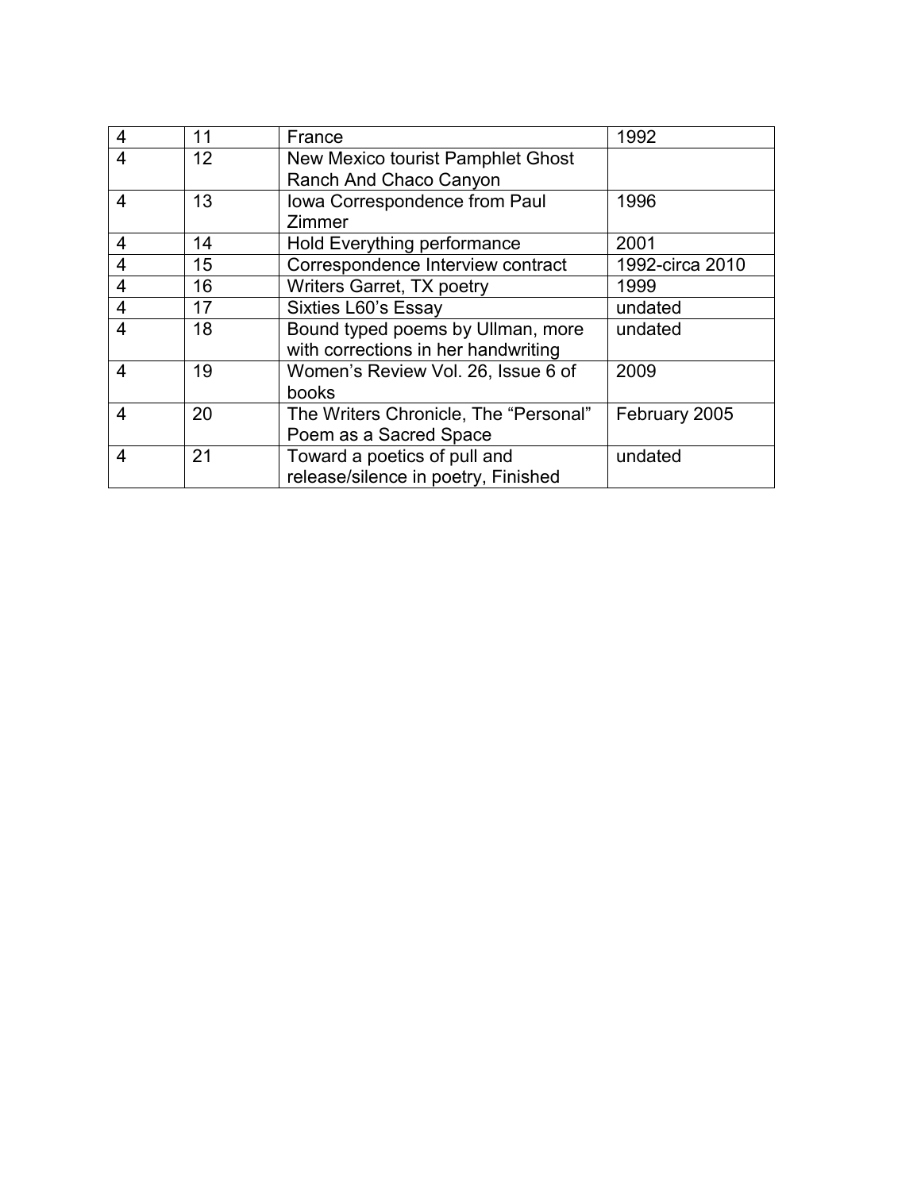| | | | |
|---|---|---|---|
| 4 | 11 | France | 1992 |
| 4 | 12 | New Mexico tourist Pamphlet Ghost Ranch And Chaco Canyon | |
| 4 | 13 | Iowa Correspondence from Paul Zimmer | 1996 |
| 4 | 14 | Hold Everything performance | 2001 |
| 4 | 15 | Correspondence Interview contract | 1992-circa 2010 |
| 4 | 16 | Writers Garret, TX poetry | 1999 |
| 4 | 17 | Sixties L60's Essay | undated |
| 4 | 18 | Bound typed poems by Ullman, more with corrections in her handwriting | undated |
| 4 | 19 | Women's Review Vol. 26, Issue 6 of books | 2009 |
| 4 | 20 | The Writers Chronicle, The "Personal" Poem as a Sacred Space | February 2005 |
| 4 | 21 | Toward a poetics of pull and release/silence in poetry, Finished | undated |